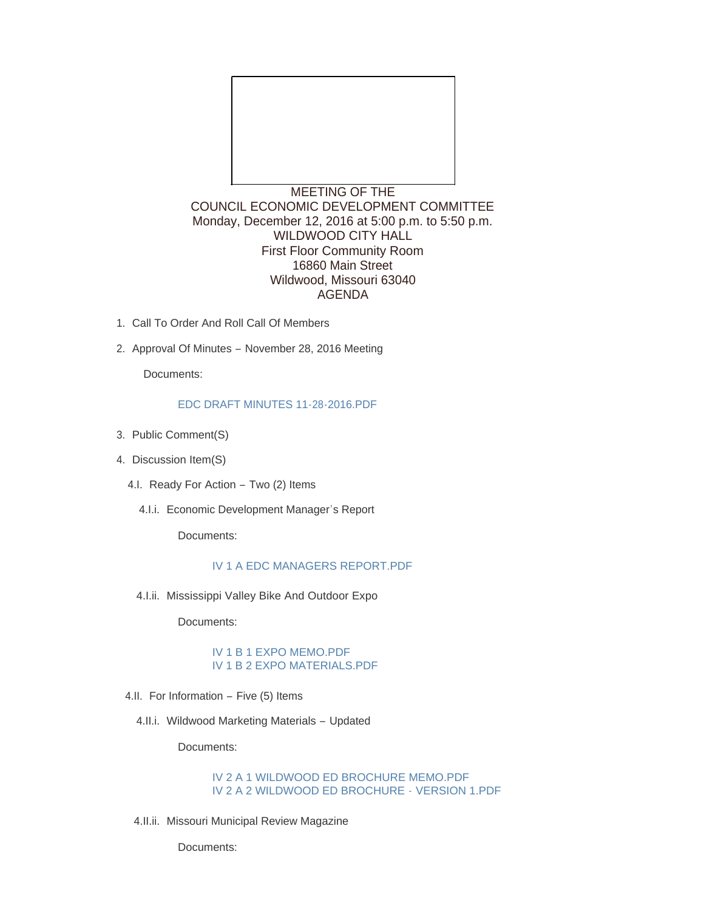MEETING OF THE
COUNCIL ECONOMIC DEVELOPMENT COMMITTEE
Monday, December 12, 2016 at 5:00 p.m. to 5:50 p.m.
WILDWOOD CITY HALL
First Floor Community Room
16860 Main Street
Wildwood, Missouri 63040
AGENDA

1. Call To Order And Roll Call Of Members
2. Approval Of Minutes – November 28, 2016 Meeting

   Documents:

   EDC DRAFT MINUTES 11-28-2016.PDF

3. Public Comment(S)
4. Discussion Item(S)

   4.I. Ready For Action – Two (2) Items

   4.I.i. Economic Development Manager's Report

   Documents:

   IV 1 A EDC MANAGERS REPORT.PDF

   4.I.ii. Mississippi Valley Bike And Outdoor Expo

   Documents:

   IV 1 B 1 EXPO MEMO.PDF
   IV 1 B 2 EXPO MATERIALS.PDF

   4.II. For Information – Five (5) Items

   4.II.i. Wildwood Marketing Materials – Updated

   Documents:

   IV 2 A 1 WILDWOOD ED BROCHURE MEMO.PDF
   IV 2 A 2 WILDWOOD ED BROCHURE - VERSION 1.PDF

   4.II.ii. Missouri Municipal Review Magazine

   Documents: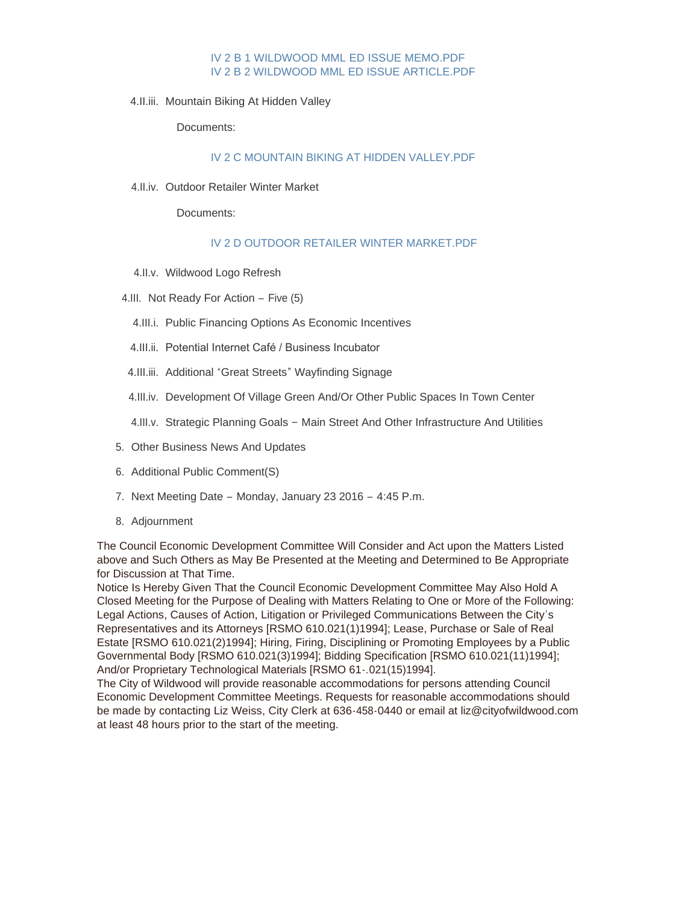IV 2 B 1 WILDWOOD MML ED ISSUE MEMO.PDF
IV 2 B 2 WILDWOOD MML ED ISSUE ARTICLE.PDF

4.II.iii. Mountain Biking At Hidden Valley

Documents:

IV 2 C MOUNTAIN BIKING AT HIDDEN VALLEY.PDF

4.II.iv. Outdoor Retailer Winter Market

Documents:

IV 2 D OUTDOOR RETAILER WINTER MARKET.PDF

4.II.v. Wildwood Logo Refresh

4.III. Not Ready For Action – Five (5)

4.III.i. Public Financing Options As Economic Incentives

4.III.ii. Potential Internet Café / Business Incubator

4.III.iii. Additional "Great Streets" Wayfinding Signage

4.III.iv. Development Of Village Green And/Or Other Public Spaces In Town Center

4.III.v. Strategic Planning Goals – Main Street And Other Infrastructure And Utilities

5. Other Business News And Updates

6. Additional Public Comment(S)

7. Next Meeting Date – Monday, January 23 2016 – 4:45 P.m.

8. Adjournment

The Council Economic Development Committee Will Consider and Act upon the Matters Listed above and Such Others as May Be Presented at the Meeting and Determined to Be Appropriate for Discussion at That Time.
Notice Is Hereby Given That the Council Economic Development Committee May Also Hold A Closed Meeting for the Purpose of Dealing with Matters Relating to One or More of the Following: Legal Actions, Causes of Action, Litigation or Privileged Communications Between the City's Representatives and its Attorneys [RSMO 610.021(1)1994]; Lease, Purchase or Sale of Real Estate [RSMO 610.021(2)1994]; Hiring, Firing, Disciplining or Promoting Employees by a Public Governmental Body [RSMO 610.021(3)1994]; Bidding Specification [RSMO 610.021(11)1994]; And/or Proprietary Technological Materials [RSMO 61-.021(15)1994].
The City of Wildwood will provide reasonable accommodations for persons attending Council Economic Development Committee Meetings. Requests for reasonable accommodations should be made by contacting Liz Weiss, City Clerk at 636-458-0440 or email at liz@cityofwildwood.com at least 48 hours prior to the start of the meeting.